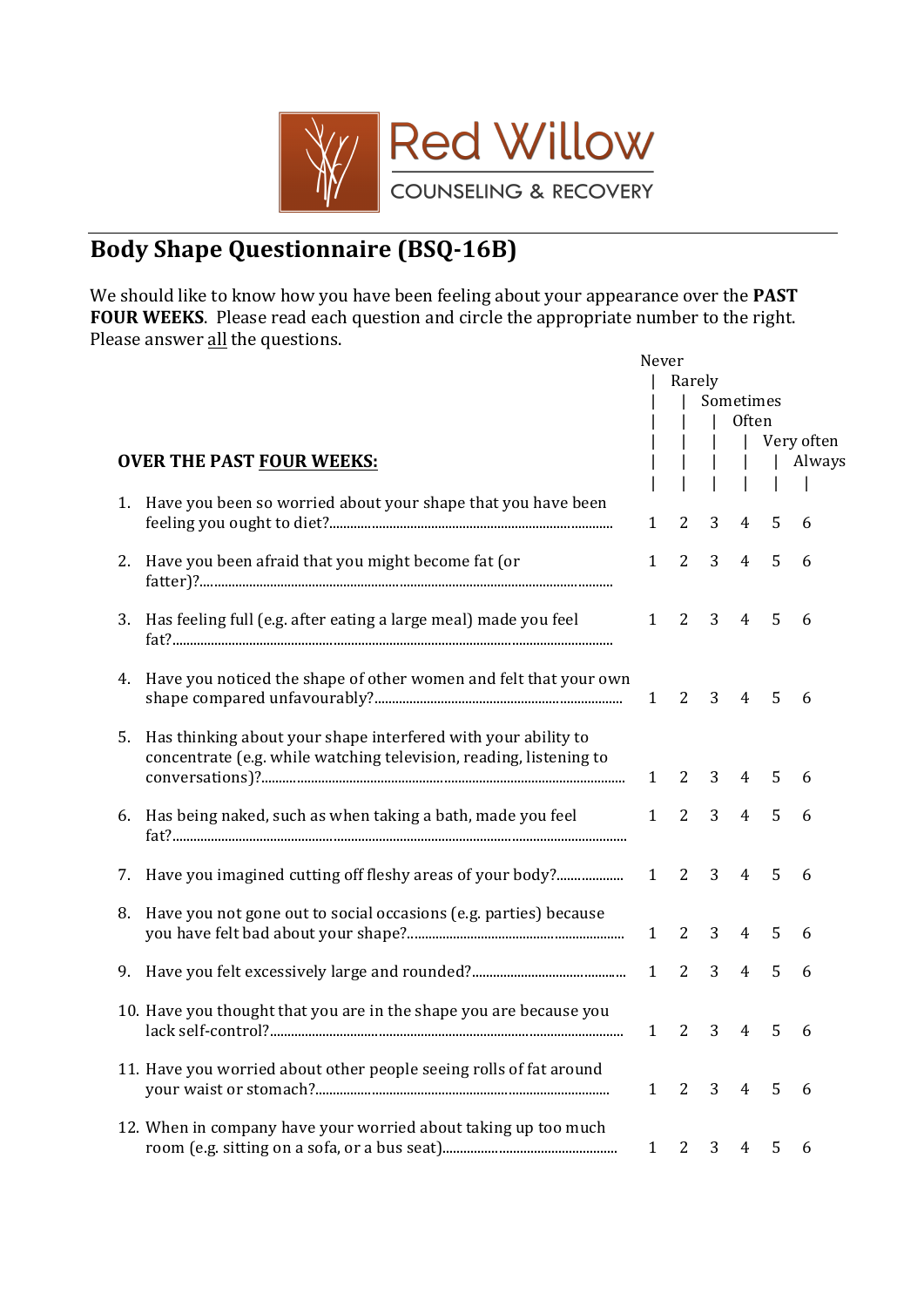Red Willow
COUNSELING & RECOVERY

# Body Shape Questionnaire (BSQ-16B)

We should like to know how you have been feeling about your appearance over the **PAST FOUR WEEKS**. Please read each question and circle the appropriate number to the right. Please answer all the questions.

| **OVER THE PAST FOUR WEEKS:** | Never | Rarely | Sometimes | Often | Very often | Always |
|---|---|---|---|---|---|---|
| 1. Have you been so worried about your shape that you have been feeling you ought to diet? | 1 | 2 | 3 | 4 | 5 | 6 |
| 2. Have you been afraid that you might become fat (or fatter)? | 1 | 2 | 3 | 4 | 5 | 6 |
| 3. Has feeling full (e.g. after eating a large meal) made you feel fat? | 1 | 2 | 3 | 4 | 5 | 6 |
| 4. Have you noticed the shape of other women and felt that your own shape compared unfavourably? | 1 | 2 | 3 | 4 | 5 | 6 |
| 5. Has thinking about your shape interfered with your ability to concentrate (e.g. while watching television, reading, listening to conversations)? | 1 | 2 | 3 | 4 | 5 | 6 |
| 6. Has being naked, such as when taking a bath, made you feel fat? | 1 | 2 | 3 | 4 | 5 | 6 |
| 7. Have you imagined cutting off fleshy areas of your body? | 1 | 2 | 3 | 4 | 5 | 6 |
| 8. Have you not gone out to social occasions (e.g. parties) because you have felt bad about your shape? | 1 | 2 | 3 | 4 | 5 | 6 |
| 9. Have you felt excessively large and rounded? | 1 | 2 | 3 | 4 | 5 | 6 |
| 10. Have you thought that you are in the shape you are because you lack self-control? | 1 | 2 | 3 | 4 | 5 | 6 |
| 11. Have you worried about other people seeing rolls of fat around your waist or stomach? | 1 | 2 | 3 | 4 | 5 | 6 |
| 12. When in company have your worried about taking up too much room (e.g. sitting on a sofa, or a bus seat) | 1 | 2 | 3 | 4 | 5 | 6 |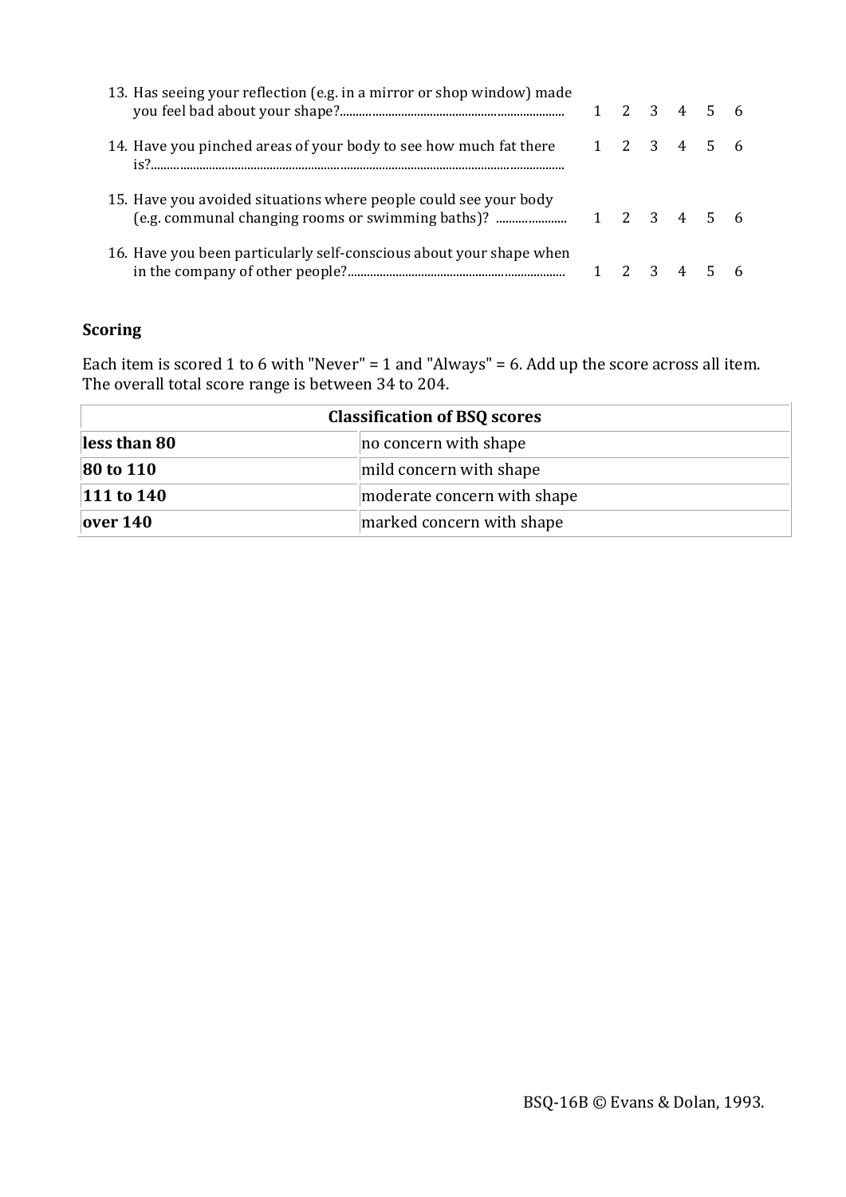13. Has seeing your reflection (e.g. in a mirror or shop window) made you feel bad about your shape?...................................................................... 1 2 3 4 5 6

14. Have you pinched areas of your body to see how much fat there is?.............................................................................................................. 1 2 3 4 5 6

15. Have you avoided situations where people could see your body (e.g. communal changing rooms or swimming baths)? ...................... 1 2 3 4 5 6

16. Have you been particularly self-conscious about your shape when in the company of other people?.................................................................. 1 2 3 4 5 6

## Scoring

Each item is scored 1 to 6 with "Never" = 1 and "Always" = 6. Add up the score across all item. The overall total score range is between 34 to 204.

| Classification of BSQ scores | |
|---|---|
| **less than 80** | no concern with shape |
| **80 to 110** | mild concern with shape |
| **111 to 140** | moderate concern with shape |
| **over 140** | marked concern with shape |

BSQ-16B © Evans & Dolan, 1993.